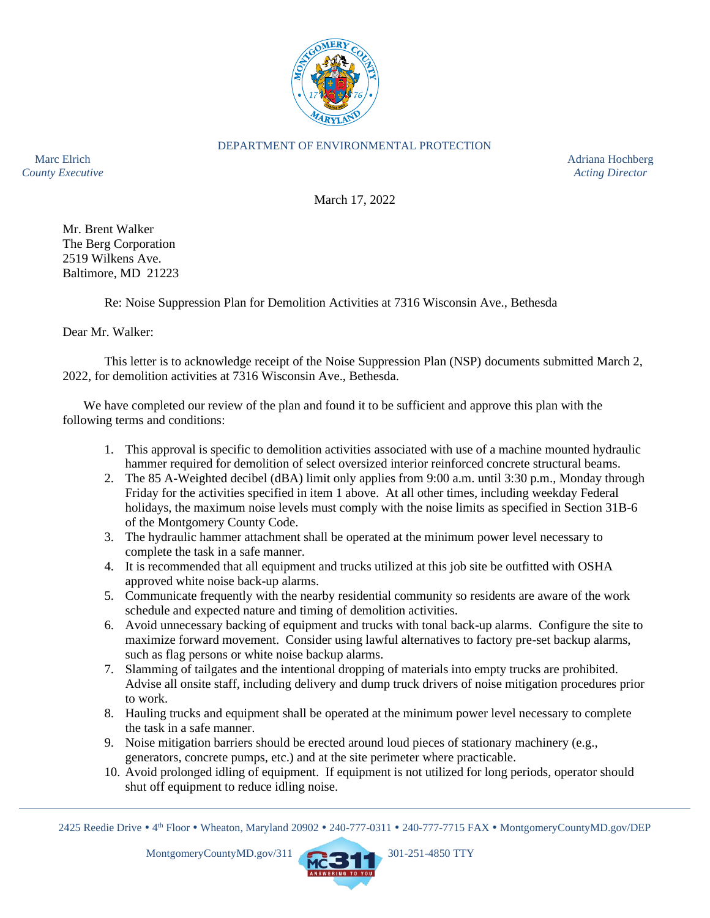DEPARTMENT OF ENVIRONMENTAL PROTECTION

Marc Elrich
*County Executive*

Adriana Hochberg
*Acting Director*

March 17, 2022

Mr. Brent Walker
The Berg Corporation
2519 Wilkens Ave.
Baltimore, MD 21223

Re: Noise Suppression Plan for Demolition Activities at 7316 Wisconsin Ave., Bethesda

Dear Mr. Walker:

This letter is to acknowledge receipt of the Noise Suppression Plan (NSP) documents submitted March 2, 2022, for demolition activities at 7316 Wisconsin Ave., Bethesda.

We have completed our review of the plan and found it to be sufficient and approve this plan with the following terms and conditions:

1. This approval is specific to demolition activities associated with use of a machine mounted hydraulic hammer required for demolition of select oversized interior reinforced concrete structural beams.
2. The 85 A-Weighted decibel (dBA) limit only applies from 9:00 a.m. until 3:30 p.m., Monday through Friday for the activities specified in item 1 above. At all other times, including weekday Federal holidays, the maximum noise levels must comply with the noise limits as specified in Section 31B-6 of the Montgomery County Code.
3. The hydraulic hammer attachment shall be operated at the minimum power level necessary to complete the task in a safe manner.
4. It is recommended that all equipment and trucks utilized at this job site be outfitted with OSHA approved white noise back-up alarms.
5. Communicate frequently with the nearby residential community so residents are aware of the work schedule and expected nature and timing of demolition activities.
6. Avoid unnecessary backing of equipment and trucks with tonal back-up alarms. Configure the site to maximize forward movement. Consider using lawful alternatives to factory pre-set backup alarms, such as flag persons or white noise backup alarms.
7. Slamming of tailgates and the intentional dropping of materials into empty trucks are prohibited. Advise all onsite staff, including delivery and dump truck drivers of noise mitigation procedures prior to work.
8. Hauling trucks and equipment shall be operated at the minimum power level necessary to complete the task in a safe manner.
9. Noise mitigation barriers should be erected around loud pieces of stationary machinery (e.g., generators, concrete pumps, etc.) and at the site perimeter where practicable.
10. Avoid prolonged idling of equipment. If equipment is not utilized for long periods, operator should shut off equipment to reduce idling noise.

2425 Reedie Drive • 4th Floor • Wheaton, Maryland 20902 • 240-777-0311 • 240-777-7715 FAX • MontgomeryCountyMD.gov/DEP

MontgomeryCountyMD.gov/311 301-251-4850 TTY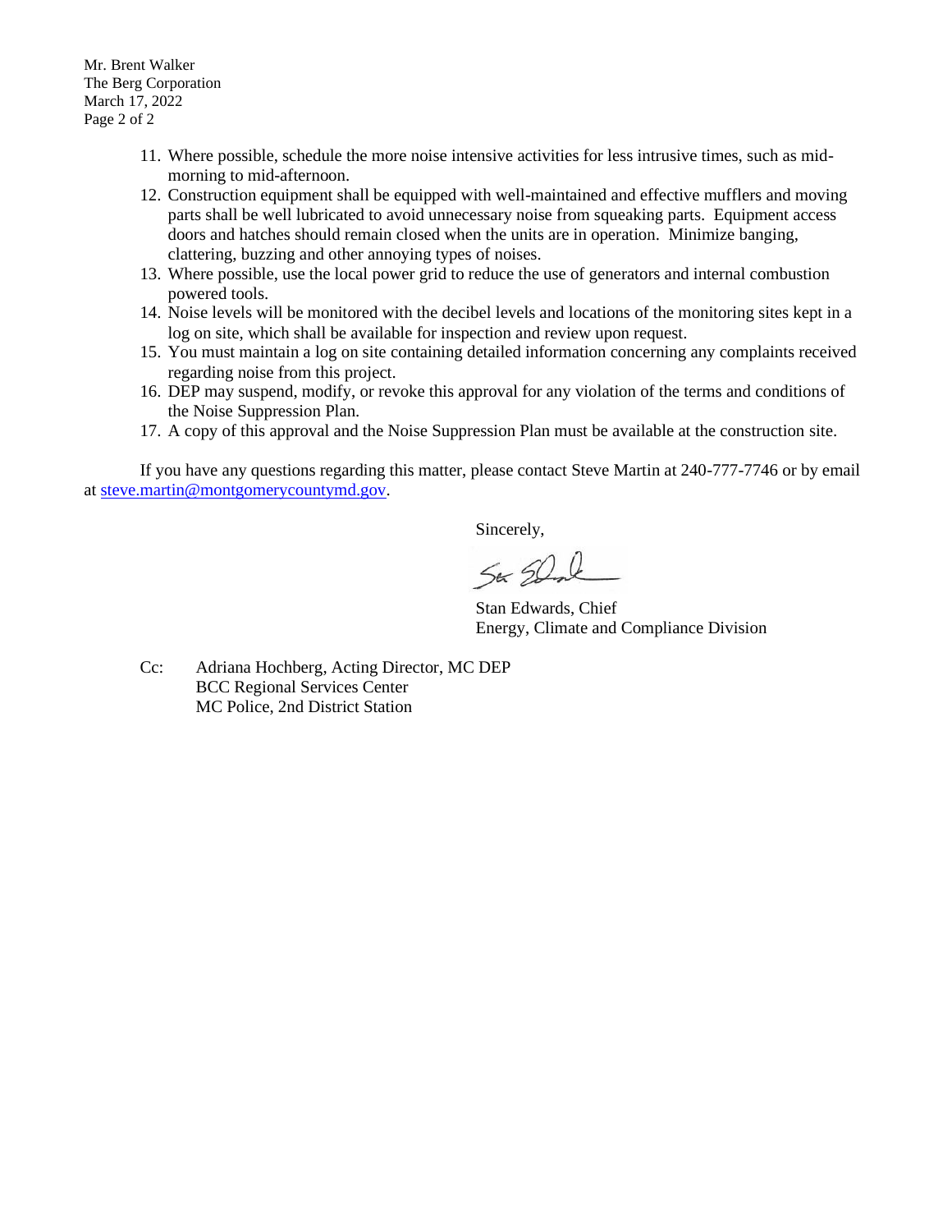Mr. Brent Walker
The Berg Corporation
March 17, 2022

11. Where possible, schedule the more noise intensive activities for less intrusive times, such as mid-morning to mid-afternoon.
12. Construction equipment shall be equipped with well-maintained and effective mufflers and moving parts shall be well lubricated to avoid unnecessary noise from squeaking parts. Equipment access doors and hatches should remain closed when the units are in operation. Minimize banging, clattering, buzzing and other annoying types of noises.
13. Where possible, use the local power grid to reduce the use of generators and internal combustion powered tools.
14. Noise levels will be monitored with the decibel levels and locations of the monitoring sites kept in a log on site, which shall be available for inspection and review upon request.
15. You must maintain a log on site containing detailed information concerning any complaints received regarding noise from this project.
16. DEP may suspend, modify, or revoke this approval for any violation of the terms and conditions of the Noise Suppression Plan.
17. A copy of this approval and the Noise Suppression Plan must be available at the construction site.

If you have any questions regarding this matter, please contact Steve Martin at 240-777-7746 or by email at steve.martin@montgomerycountymd.gov.

Sincerely,

Stan Edwards, Chief
Energy, Climate and Compliance Division

Cc: Adriana Hochberg, Acting Director, MC DEP
BCC Regional Services Center
MC Police, 2nd District Station